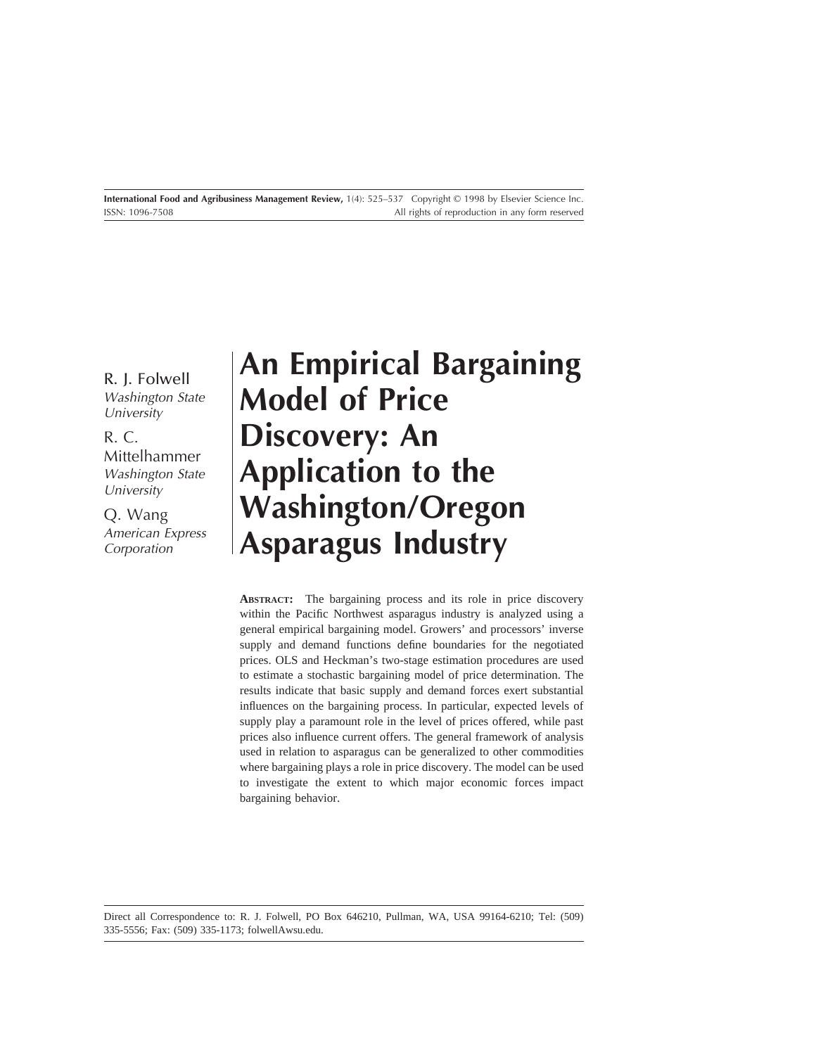# An Empirical Bargaining Model of Price Discovery: An Application to the Washington/Oregon Asparagus Industry

R. J. Folwell
*Washington State University*

R. C. Mittelhammer
*Washington State University*

Q. Wang
*American Express Corporation*

**ABSTRACT:** The bargaining process and its role in price discovery within the Pacific Northwest asparagus industry is analyzed using a general empirical bargaining model. Growers' and processors' inverse supply and demand functions define boundaries for the negotiated prices. OLS and Heckman's two-stage estimation procedures are used to estimate a stochastic bargaining model of price determination. The results indicate that basic supply and demand forces exert substantial influences on the bargaining process. In particular, expected levels of supply play a paramount role in the level of prices offered, while past prices also influence current offers. The general framework of analysis used in relation to asparagus can be generalized to other commodities where bargaining plays a role in price discovery. The model can be used to investigate the extent to which major economic forces impact bargaining behavior.

Direct all Correspondence to: R. J. Folwell, PO Box 646210, Pullman, WA, USA 99164-6210; Tel: (509) 335-5556; Fax: (509) 335-1173; folwellAwsu.edu.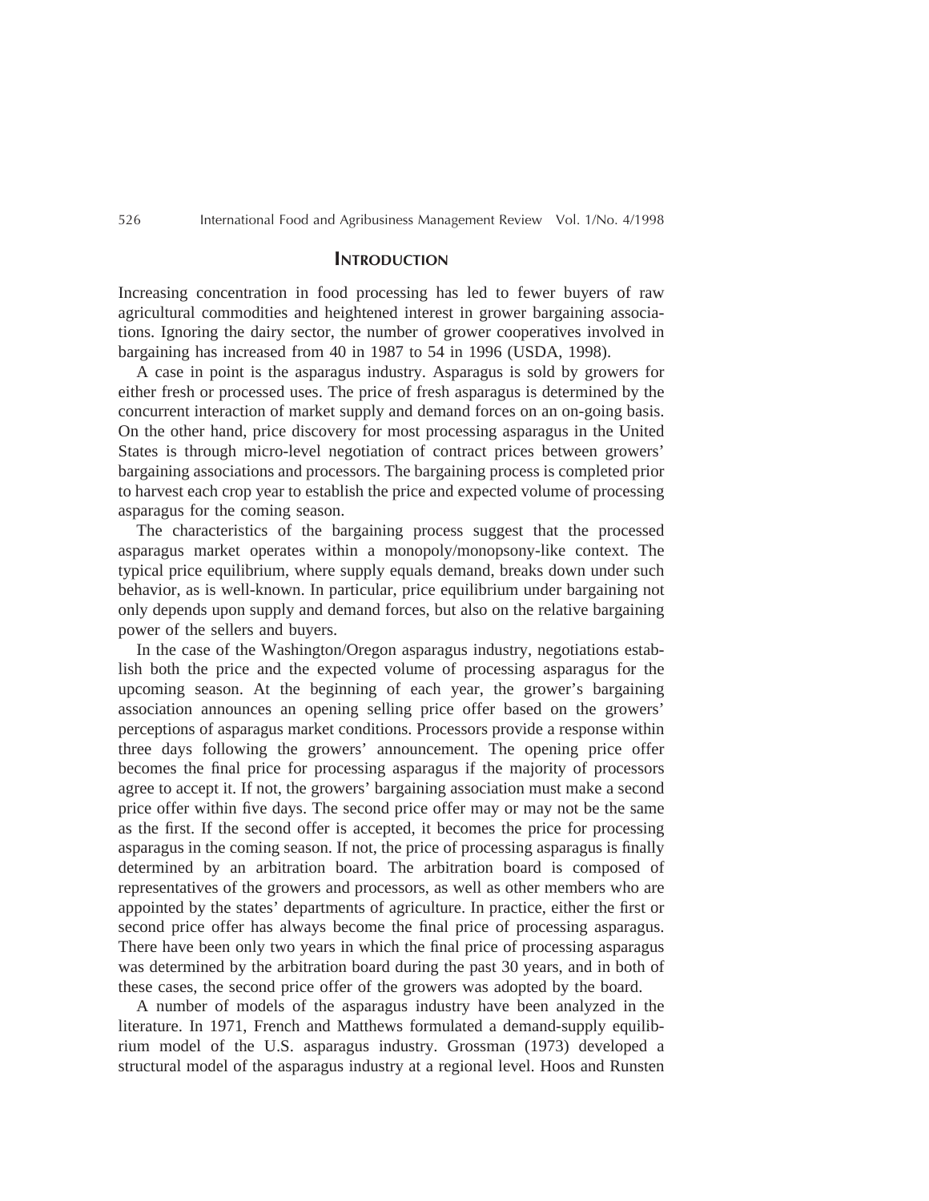## Introduction

Increasing concentration in food processing has led to fewer buyers of raw agricultural commodities and heightened interest in grower bargaining associations. Ignoring the dairy sector, the number of grower cooperatives involved in bargaining has increased from 40 in 1987 to 54 in 1996 (USDA, 1998).

A case in point is the asparagus industry. Asparagus is sold by growers for either fresh or processed uses. The price of fresh asparagus is determined by the concurrent interaction of market supply and demand forces on an on-going basis. On the other hand, price discovery for most processing asparagus in the United States is through micro-level negotiation of contract prices between growers' bargaining associations and processors. The bargaining process is completed prior to harvest each crop year to establish the price and expected volume of processing asparagus for the coming season.

The characteristics of the bargaining process suggest that the processed asparagus market operates within a monopoly/monopsony-like context. The typical price equilibrium, where supply equals demand, breaks down under such behavior, as is well-known. In particular, price equilibrium under bargaining not only depends upon supply and demand forces, but also on the relative bargaining power of the sellers and buyers.

In the case of the Washington/Oregon asparagus industry, negotiations establish both the price and the expected volume of processing asparagus for the upcoming season. At the beginning of each year, the grower's bargaining association announces an opening selling price offer based on the growers' perceptions of asparagus market conditions. Processors provide a response within three days following the growers' announcement. The opening price offer becomes the final price for processing asparagus if the majority of processors agree to accept it. If not, the growers' bargaining association must make a second price offer within five days. The second price offer may or may not be the same as the first. If the second offer is accepted, it becomes the price for processing asparagus in the coming season. If not, the price of processing asparagus is finally determined by an arbitration board. The arbitration board is composed of representatives of the growers and processors, as well as other members who are appointed by the states' departments of agriculture. In practice, either the first or second price offer has always become the final price of processing asparagus. There have been only two years in which the final price of processing asparagus was determined by the arbitration board during the past 30 years, and in both of these cases, the second price offer of the growers was adopted by the board.

A number of models of the asparagus industry have been analyzed in the literature. In 1971, French and Matthews formulated a demand-supply equilibrium model of the U.S. asparagus industry. Grossman (1973) developed a structural model of the asparagus industry at a regional level. Hoos and Runsten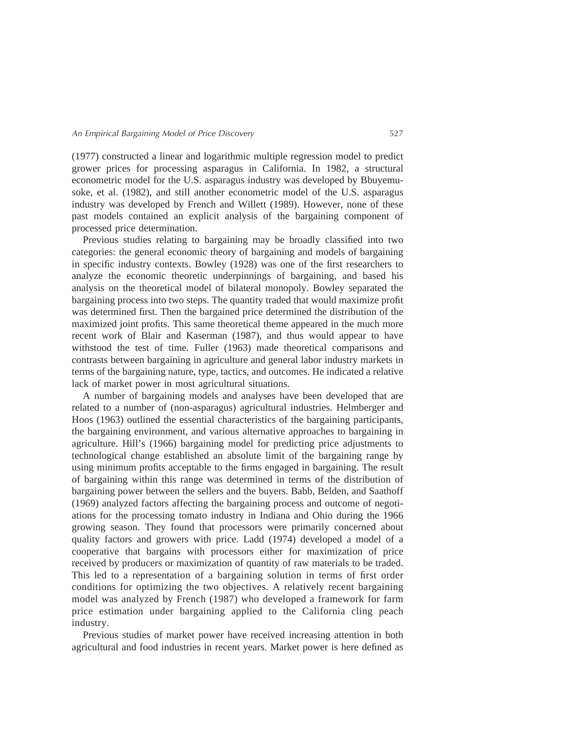(1977) constructed a linear and logarithmic multiple regression model to predict grower prices for processing asparagus in California. In 1982, a structural econometric model for the U.S. asparagus industry was developed by Bbuyemusoke, et al. (1982), and still another econometric model of the U.S. asparagus industry was developed by French and Willett (1989). However, none of these past models contained an explicit analysis of the bargaining component of processed price determination.

Previous studies relating to bargaining may be broadly classified into two categories: the general economic theory of bargaining and models of bargaining in specific industry contexts. Bowley (1928) was one of the first researchers to analyze the economic theoretic underpinnings of bargaining, and based his analysis on the theoretical model of bilateral monopoly. Bowley separated the bargaining process into two steps. The quantity traded that would maximize profit was determined first. Then the bargained price determined the distribution of the maximized joint profits. This same theoretical theme appeared in the much more recent work of Blair and Kaserman (1987), and thus would appear to have withstood the test of time. Fuller (1963) made theoretical comparisons and contrasts between bargaining in agriculture and general labor industry markets in terms of the bargaining nature, type, tactics, and outcomes. He indicated a relative lack of market power in most agricultural situations.

A number of bargaining models and analyses have been developed that are related to a number of (non-asparagus) agricultural industries. Helmberger and Hoos (1963) outlined the essential characteristics of the bargaining participants, the bargaining environment, and various alternative approaches to bargaining in agriculture. Hill's (1966) bargaining model for predicting price adjustments to technological change established an absolute limit of the bargaining range by using minimum profits acceptable to the firms engaged in bargaining. The result of bargaining within this range was determined in terms of the distribution of bargaining power between the sellers and the buyers. Babb, Belden, and Saathoff (1969) analyzed factors affecting the bargaining process and outcome of negotiations for the processing tomato industry in Indiana and Ohio during the 1966 growing season. They found that processors were primarily concerned about quality factors and growers with price. Ladd (1974) developed a model of a cooperative that bargains with processors either for maximization of price received by producers or maximization of quantity of raw materials to be traded. This led to a representation of a bargaining solution in terms of first order conditions for optimizing the two objectives. A relatively recent bargaining model was analyzed by French (1987) who developed a framework for farm price estimation under bargaining applied to the California cling peach industry.

Previous studies of market power have received increasing attention in both agricultural and food industries in recent years. Market power is here defined as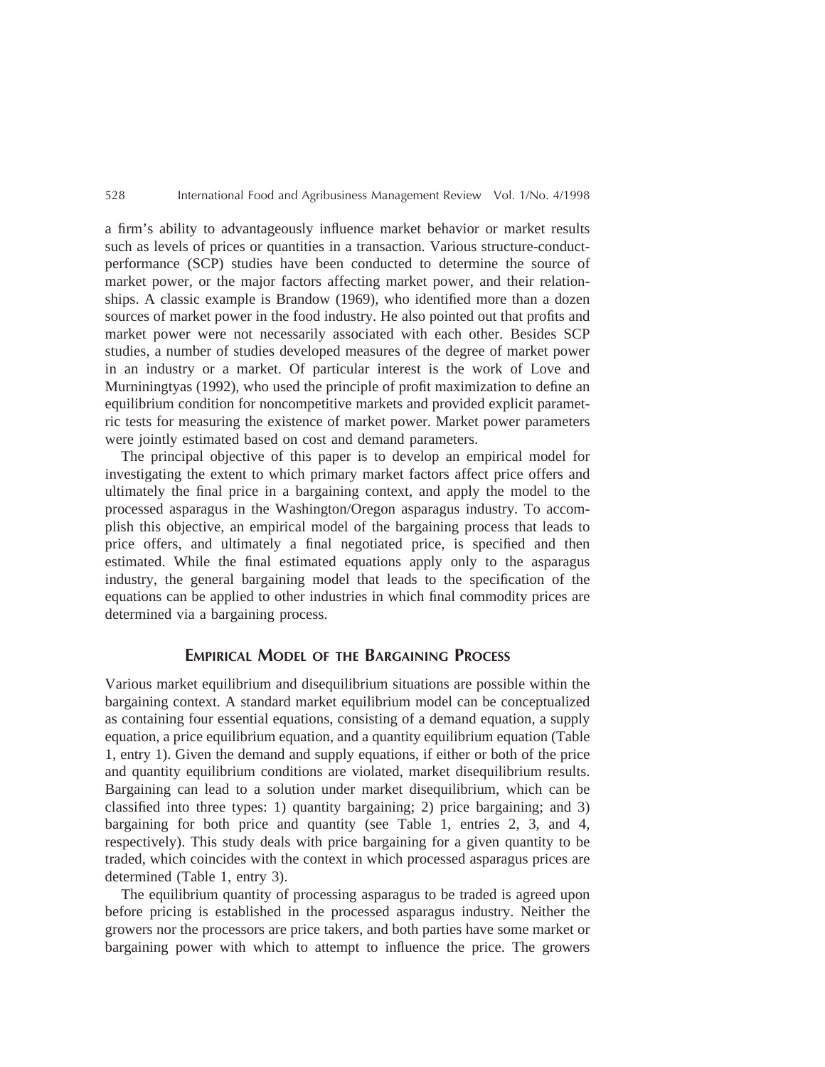a firm's ability to advantageously influence market behavior or market results such as levels of prices or quantities in a transaction. Various structure-conduct-performance (SCP) studies have been conducted to determine the source of market power, or the major factors affecting market power, and their relationships. A classic example is Brandow (1969), who identified more than a dozen sources of market power in the food industry. He also pointed out that profits and market power were not necessarily associated with each other. Besides SCP studies, a number of studies developed measures of the degree of market power in an industry or a market. Of particular interest is the work of Love and Murniningtyas (1992), who used the principle of profit maximization to define an equilibrium condition for noncompetitive markets and provided explicit parametric tests for measuring the existence of market power. Market power parameters were jointly estimated based on cost and demand parameters.

The principal objective of this paper is to develop an empirical model for investigating the extent to which primary market factors affect price offers and ultimately the final price in a bargaining context, and apply the model to the processed asparagus in the Washington/Oregon asparagus industry. To accomplish this objective, an empirical model of the bargaining process that leads to price offers, and ultimately a final negotiated price, is specified and then estimated. While the final estimated equations apply only to the asparagus industry, the general bargaining model that leads to the specification of the equations can be applied to other industries in which final commodity prices are determined via a bargaining process.

## Empirical Model of the Bargaining Process

Various market equilibrium and disequilibrium situations are possible within the bargaining context. A standard market equilibrium model can be conceptualized as containing four essential equations, consisting of a demand equation, a supply equation, a price equilibrium equation, and a quantity equilibrium equation (Table 1, entry 1). Given the demand and supply equations, if either or both of the price and quantity equilibrium conditions are violated, market disequilibrium results. Bargaining can lead to a solution under market disequilibrium, which can be classified into three types: 1) quantity bargaining; 2) price bargaining; and 3) bargaining for both price and quantity (see Table 1, entries 2, 3, and 4, respectively). This study deals with price bargaining for a given quantity to be traded, which coincides with the context in which processed asparagus prices are determined (Table 1, entry 3).

The equilibrium quantity of processing asparagus to be traded is agreed upon before pricing is established in the processed asparagus industry. Neither the growers nor the processors are price takers, and both parties have some market or bargaining power with which to attempt to influence the price. The growers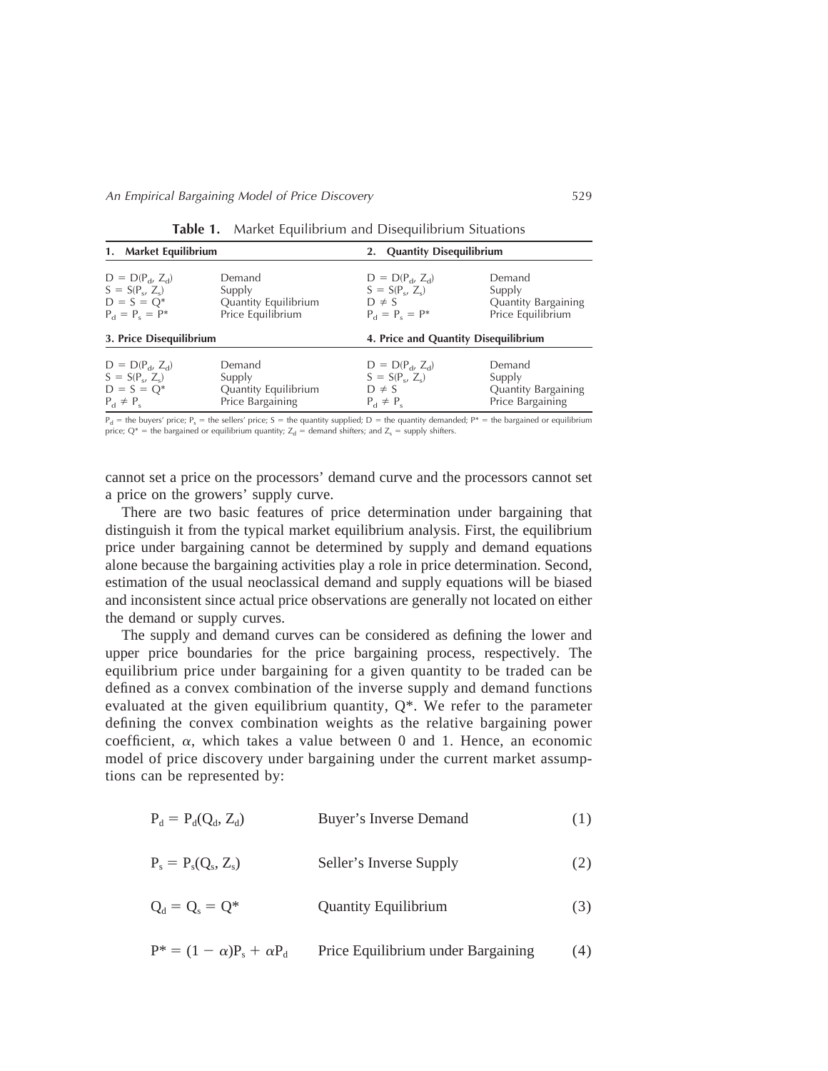**Table 1.** Market Equilibrium and Disequilibrium Situations

| **1. Market Equilibrium** | | **2. Quantity Disequilibrium** | |
|---|---|---|---|
| $D = D(P_d, Z_d)$ | Demand | $D = D(P_d, Z_d)$ | Demand |
| $S = S(P_s, Z_s)$ | Supply | $S = S(P_s, Z_s)$ | Supply |
| $D = S = Q^*$ | Quantity Equilibrium | $D \neq S$ | Quantity Bargaining |
| $P_d = P_s = P^*$ | Price Equilibrium | $P_d = P_s = P^*$ | Price Equilibrium |
| **3. Price Disequilibrium** | | **4. Price and Quantity Disequilibrium** | |
| $D = D(P_d, Z_d)$ | Demand | $D = D(P_d, Z_d)$ | Demand |
| $S = S(P_s, Z_s)$ | Supply | $S = S(P_s, Z_s)$ | Supply |
| $D = S = Q^*$ | Quantity Equilibrium | $D \neq S$ | Quantity Bargaining |
| $P_d \neq P_s$ | Price Bargaining | $P_d \neq P_s$ | Price Bargaining |

$P_d$ = the buyers' price; $P_s$ = the sellers' price; S = the quantity supplied; D = the quantity demanded; $P^*$ = the bargained or equilibrium price; $Q^*$ = the bargained or equilibrium quantity; $Z_d$ = demand shifters; and $Z_s$ = supply shifters.

cannot set a price on the processors' demand curve and the processors cannot set a price on the growers' supply curve.

There are two basic features of price determination under bargaining that distinguish it from the typical market equilibrium analysis. First, the equilibrium price under bargaining cannot be determined by supply and demand equations alone because the bargaining activities play a role in price determination. Second, estimation of the usual neoclassical demand and supply equations will be biased and inconsistent since actual price observations are generally not located on either the demand or supply curves.

The supply and demand curves can be considered as defining the lower and upper price boundaries for the price bargaining process, respectively. The equilibrium price under bargaining for a given quantity to be traded can be defined as a convex combination of the inverse supply and demand functions evaluated at the given equilibrium quantity, $Q^*$. We refer to the parameter defining the convex combination weights as the relative bargaining power coefficient, $\alpha$, which takes a value between 0 and 1. Hence, an economic model of price discovery under bargaining under the current market assumptions can be represented by:

$$P_d = P_d(Q_d, Z_d) \qquad \text{Buyer's Inverse Demand} \tag{1}$$

$$P_s = P_s(Q_s, Z_s) \qquad \text{Seller's Inverse Supply} \tag{2}$$

$$Q_d = Q_s = Q^* \qquad \text{Quantity Equilibrium} \tag{3}$$

$$P^* = (1 - \alpha)P_s + \alpha P_d \qquad \text{Price Equilibrium under Bargaining} \tag{4}$$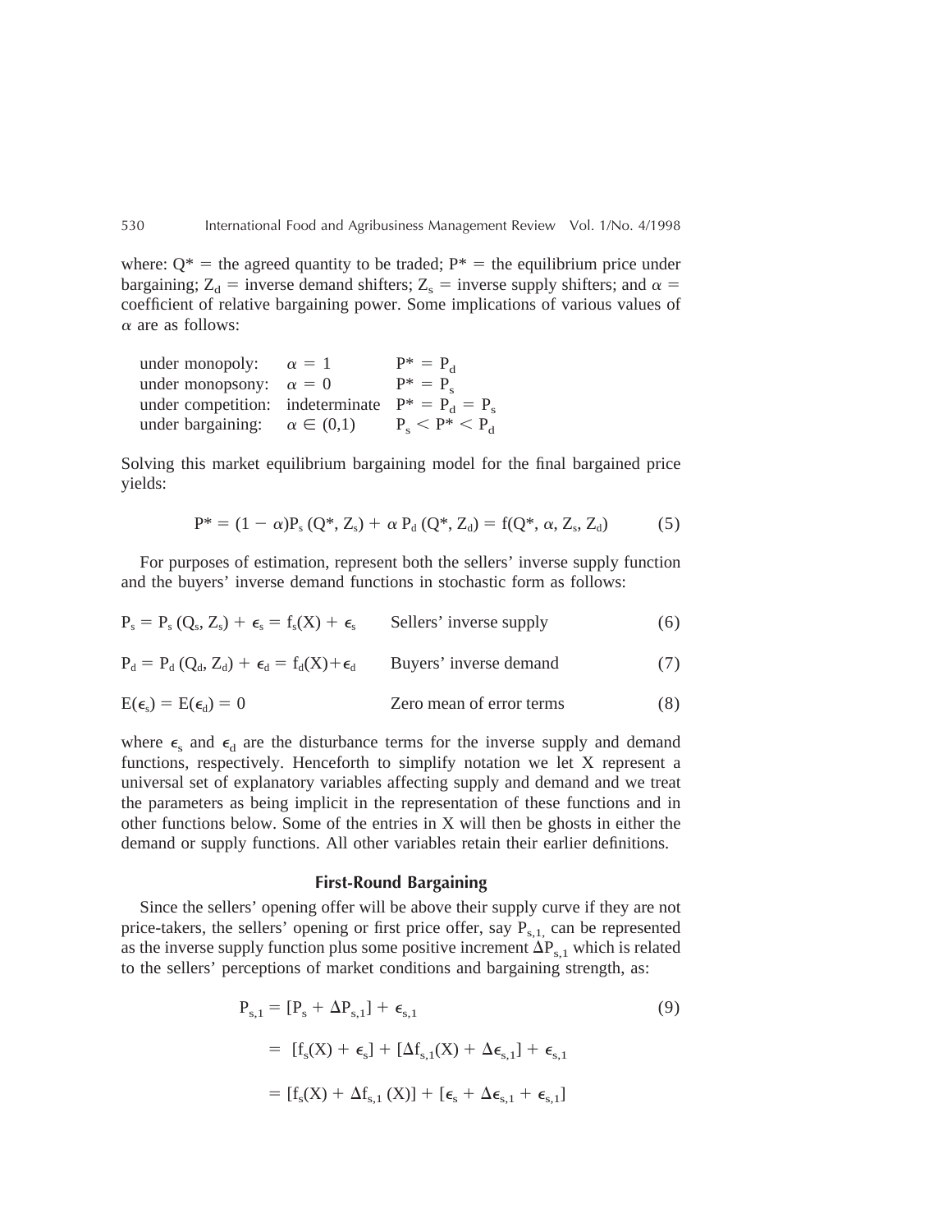where: $Q^*$ = the agreed quantity to be traded; $P^*$ = the equilibrium price under bargaining; $Z_d$ = inverse demand shifters; $Z_s$ = inverse supply shifters; and $\alpha$ = coefficient of relative bargaining power. Some implications of various values of $\alpha$ are as follows:

| | | |
|---|---|---|
| under monopoly: | $\alpha = 1$ | $P^* = P_d$ |
| under monopsony: | $\alpha = 0$ | $P^* = P_s$ |
| under competition: | indeterminate | $P^* = P_d = P_s$ |
| under bargaining: | $\alpha \in (0,1)$ | $P_s < P^* < P_d$ |

Solving this market equilibrium bargaining model for the final bargained price yields:

$$P^* = (1 - \alpha)P_s(Q^*, Z_s) + \alpha P_d(Q^*, Z_d) = f(Q^*, \alpha, Z_s, Z_d) \tag{5}$$

For purposes of estimation, represent both the sellers' inverse supply function and the buyers' inverse demand functions in stochastic form as follows:

$$P_s = P_s(Q_s, Z_s) + \epsilon_s = f_s(X) + \epsilon_s \qquad \text{Sellers' inverse supply} \tag{6}$$

$$P_d = P_d(Q_d, Z_d) + \epsilon_d = f_d(X) + \epsilon_d \qquad \text{Buyers' inverse demand} \tag{7}$$

$$E(\epsilon_s) = E(\epsilon_d) = 0 \qquad \text{Zero mean of error terms} \tag{8}$$

where $\epsilon_s$ and $\epsilon_d$ are the disturbance terms for the inverse supply and demand functions, respectively. Henceforth to simplify notation we let X represent a universal set of explanatory variables affecting supply and demand and we treat the parameters as being implicit in the representation of these functions and in other functions below. Some of the entries in X will then be ghosts in either the demand or supply functions. All other variables retain their earlier definitions.

### First-Round Bargaining

Since the sellers' opening offer will be above their supply curve if they are not price-takers, the sellers' opening or first price offer, say $P_{s,1}$, can be represented as the inverse supply function plus some positive increment $\Delta P_{s,1}$ which is related to the sellers' perceptions of market conditions and bargaining strength, as:

$$\begin{aligned} P_{s,1} &= [P_s + \Delta P_{s,1}] + \epsilon_{s,1} \\ &= [f_s(X) + \epsilon_s] + [\Delta f_{s,1}(X) + \Delta\epsilon_{s,1}] + \epsilon_{s,1} \\ &= [f_s(X) + \Delta f_{s,1}(X)] + [\epsilon_s + \Delta\epsilon_{s,1} + \epsilon_{s,1}] \end{aligned} \tag{9}$$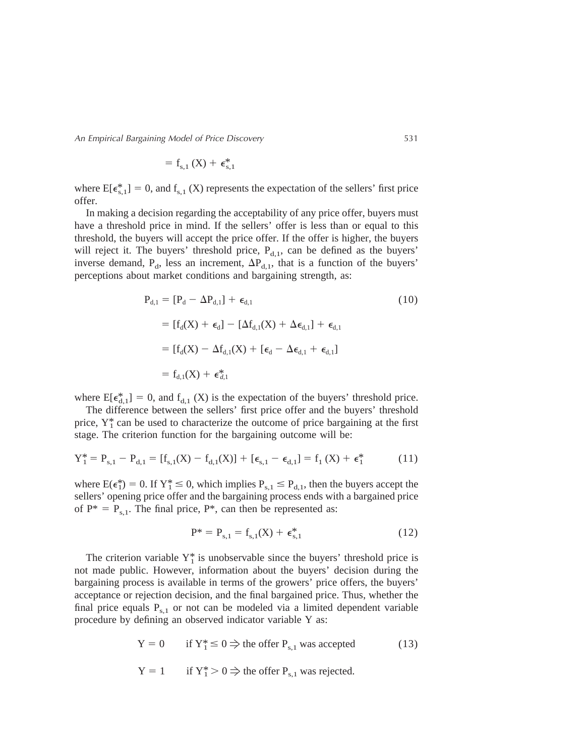$$= f_{s,1}(X) + \epsilon^*_{s,1}$$

where $E[\epsilon^*_{s,1}] = 0$, and $f_{s,1}(X)$ represents the expectation of the sellers' first price offer.

In making a decision regarding the acceptability of any price offer, buyers must have a threshold price in mind. If the sellers' offer is less than or equal to this threshold, the buyers will accept the price offer. If the offer is higher, the buyers will reject it. The buyers' threshold price, $P_{d,1}$, can be defined as the buyers' inverse demand, $P_d$, less an increment, $\Delta P_{d,1}$, that is a function of the buyers' perceptions about market conditions and bargaining strength, as:

$$\begin{aligned} P_{d,1} &= [P_d - \Delta P_{d,1}] + \epsilon_{d,1} \qquad (10) \\ &= [f_d(X) + \epsilon_d] - [\Delta f_{d,1}(X) + \Delta\epsilon_{d,1}] + \epsilon_{d,1} \\ &= [f_d(X) - \Delta f_{d,1}(X) + [\epsilon_d - \Delta\epsilon_{d,1} + \epsilon_{d,1}] \\ &= f_{d,1}(X) + \epsilon^*_{d,1} \end{aligned}$$

where $E[\epsilon^*_{d,1}] = 0$, and $f_{d,1}(X)$ is the expectation of the buyers' threshold price.

The difference between the sellers' first price offer and the buyers' threshold price, $Y^*_1$ can be used to characterize the outcome of price bargaining at the first stage. The criterion function for the bargaining outcome will be:

$$Y^*_1 = P_{s,1} - P_{d,1} = [f_{s,1}(X) - f_{d,1}(X)] + [\epsilon_{s,1} - \epsilon_{d,1}] = f_1(X) + \epsilon^*_1 \qquad (11)$$

where $E(\epsilon^*_1) = 0$. If $Y^*_1 \leq 0$, which implies $P_{s,1} \leq P_{d,1}$, then the buyers accept the sellers' opening price offer and the bargaining process ends with a bargained price of $P^* = P_{s,1}$. The final price, $P^*$, can then be represented as:

$$P^* = P_{s,1} = f_{s,1}(X) + \epsilon^*_{s,1} \qquad (12)$$

The criterion variable $Y^*_1$ is unobservable since the buyers' threshold price is not made public. However, information about the buyers' decision during the bargaining process is available in terms of the growers' price offers, the buyers' acceptance or rejection decision, and the final bargained price. Thus, whether the final price equals $P_{s,1}$ or not can be modeled via a limited dependent variable procedure by defining an observed indicator variable Y as:

$$\begin{aligned} Y = 0 \qquad &\text{if } Y^*_1 \leq 0 \Rightarrow \text{the offer } P_{s,1} \text{ was accepted} \qquad (13) \\ Y = 1 \qquad &\text{if } Y^*_1 > 0 \Rightarrow \text{the offer } P_{s,1} \text{ was rejected.} \end{aligned}$$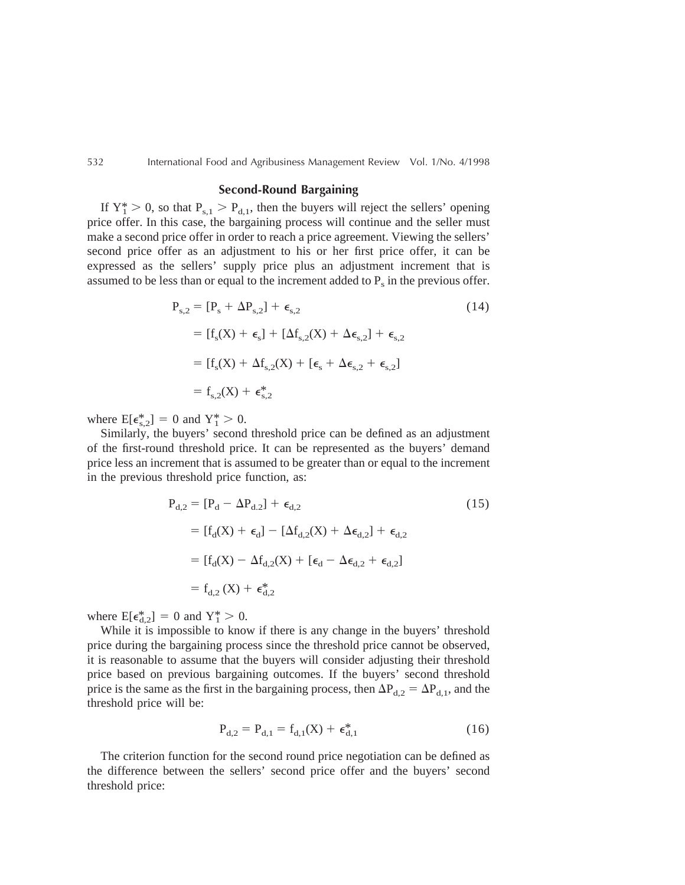## Second-Round Bargaining

If $Y_1^* > 0$, so that $P_{s,1} > P_{d,1}$, then the buyers will reject the sellers' opening price offer. In this case, the bargaining process will continue and the seller must make a second price offer in order to reach a price agreement. Viewing the sellers' second price offer as an adjustment to his or her first price offer, it can be expressed as the sellers' supply price plus an adjustment increment that is assumed to be less than or equal to the increment added to $P_s$ in the previous offer.

$$
\begin{aligned}
P_{s,2} &= [P_s + \Delta P_{s,2}] + \epsilon_{s,2} \qquad (14)\\
&= [f_s(X) + \epsilon_s] + [\Delta f_{s,2}(X) + \Delta\epsilon_{s,2}] + \epsilon_{s,2}\\
&= [f_s(X) + \Delta f_{s,2}(X) + [\epsilon_s + \Delta\epsilon_{s,2} + \epsilon_{s,2}]\\
&= f_{s,2}(X) + \epsilon^*_{s,2}
\end{aligned}
$$

where $E[\epsilon^*_{s,2}] = 0$ and $Y_1^* > 0$.

Similarly, the buyers' second threshold price can be defined as an adjustment of the first-round threshold price. It can be represented as the buyers' demand price less an increment that is assumed to be greater than or equal to the increment in the previous threshold price function, as:

$$
\begin{aligned}
P_{d,2} &= [P_d - \Delta P_{d.2}] + \epsilon_{d,2} \qquad (15)\\
&= [f_d(X) + \epsilon_d] - [\Delta f_{d,2}(X) + \Delta\epsilon_{d,2}] + \epsilon_{d,2}\\
&= [f_d(X) - \Delta f_{d,2}(X) + [\epsilon_d - \Delta\epsilon_{d,2} + \epsilon_{d,2}]\\
&= f_{d,2}(X) + \epsilon^*_{d,2}
\end{aligned}
$$

where $E[\epsilon^*_{d,2}] = 0$ and $Y_1^* > 0$.

While it is impossible to know if there is any change in the buyers' threshold price during the bargaining process since the threshold price cannot be observed, it is reasonable to assume that the buyers will consider adjusting their threshold price based on previous bargaining outcomes. If the buyers' second threshold price is the same as the first in the bargaining process, then $\Delta P_{d,2} = \Delta P_{d,1}$, and the threshold price will be:

$$
P_{d,2} = P_{d,1} = f_{d,1}(X) + \epsilon^*_{d,1} \qquad (16)
$$

The criterion function for the second round price negotiation can be defined as the difference between the sellers' second price offer and the buyers' second threshold price: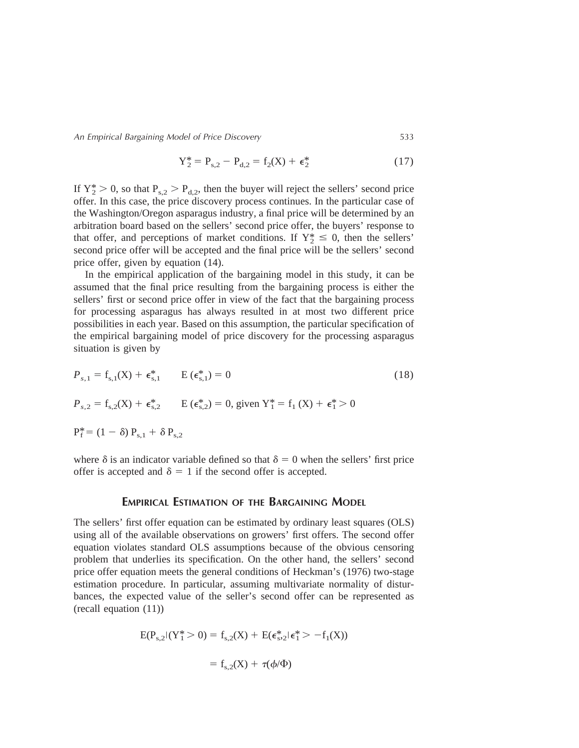$$Y_2^* = P_{s,2} - P_{d,2} = f_2(X) + \epsilon_2^* \tag{17}$$

If $Y_2^* > 0$, so that $P_{s,2} > P_{d,2}$, then the buyer will reject the sellers' second price offer. In this case, the price discovery process continues. In the particular case of the Washington/Oregon asparagus industry, a final price will be determined by an arbitration board based on the sellers' second price offer, the buyers' response to that offer, and perceptions of market conditions. If $Y_2^* \leq 0$, then the sellers' second price offer will be accepted and the final price will be the sellers' second price offer, given by equation (14).

In the empirical application of the bargaining model in this study, it can be assumed that the final price resulting from the bargaining process is either the sellers' first or second price offer in view of the fact that the bargaining process for processing asparagus has always resulted in at most two different price possibilities in each year. Based on this assumption, the particular specification of the empirical bargaining model of price discovery for the processing asparagus situation is given by

$$P_{s,1} = f_{s,1}(X) + \epsilon_{s,1}^* \qquad E(\epsilon_{s,1}^*) = 0 \tag{18}$$

$$P_{s,2} = f_{s,2}(X) + \epsilon_{s,2}^* \qquad E(\epsilon_{s,2}^*) = 0, \text{ given } Y_1^* = f_1(X) + \epsilon_1^* > 0$$

$$P_f^* = (1 - \delta)\, P_{s,1} + \delta\, P_{s,2}$$

where $\delta$ is an indicator variable defined so that $\delta = 0$ when the sellers' first price offer is accepted and $\delta = 1$ if the second offer is accepted.

## Empirical Estimation of the Bargaining Model

The sellers' first offer equation can be estimated by ordinary least squares (OLS) using all of the available observations on growers' first offers. The second offer equation violates standard OLS assumptions because of the obvious censoring problem that underlies its specification. On the other hand, the sellers' second price offer equation meets the general conditions of Heckman's (1976) two-stage estimation procedure. In particular, assuming multivariate normality of disturbances, the expected value of the seller's second offer can be represented as (recall equation (11))

$$E(P_{s,2} | (Y_1^* > 0) = f_{s,2}(X) + E(\epsilon_{s,2}^* | \epsilon_1^* > -f_1(X))$$

$$= f_{s,2}(X) + \tau(\phi/\Phi)$$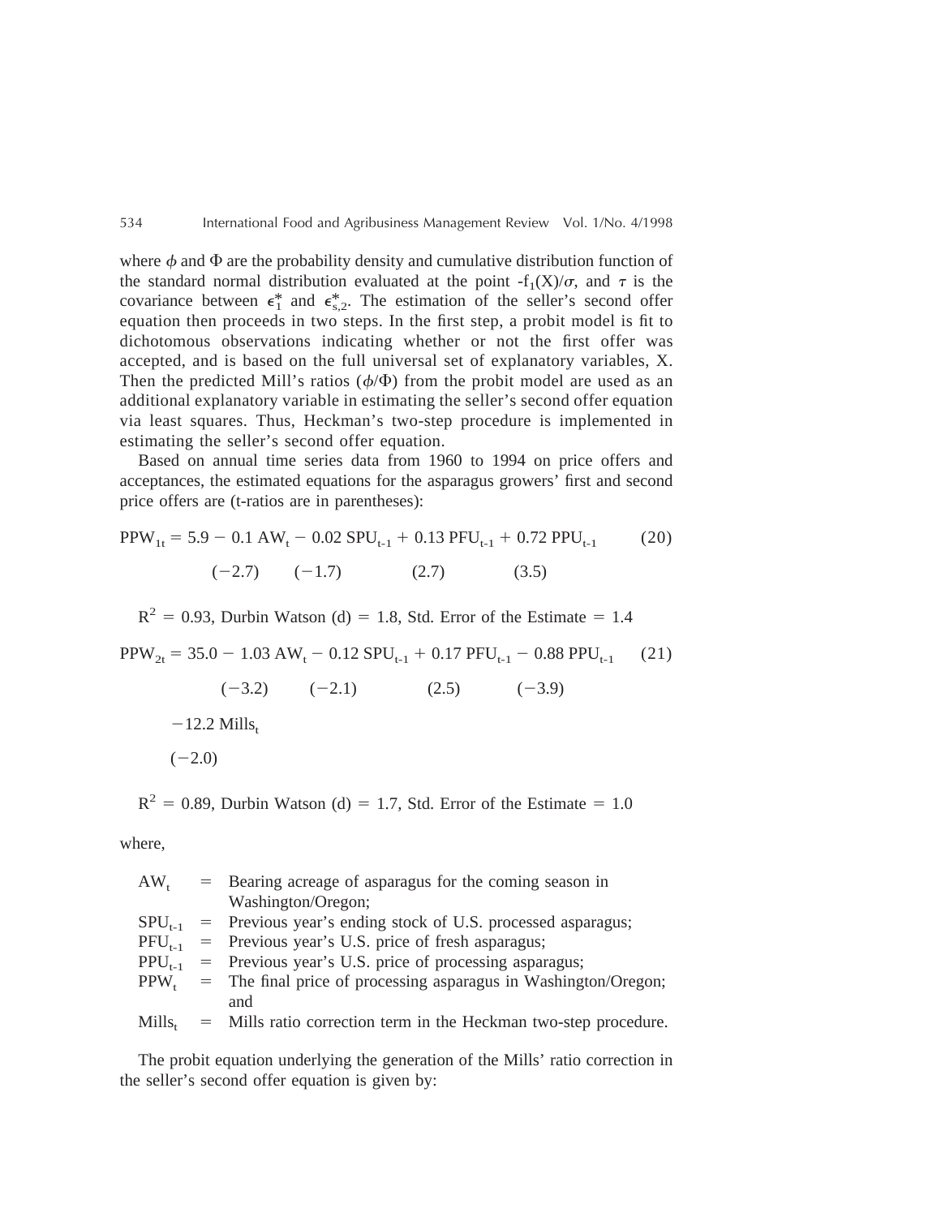where $\phi$ and $\Phi$ are the probability density and cumulative distribution function of the standard normal distribution evaluated at the point $-f_1(X)/\sigma$, and $\tau$ is the covariance between $\epsilon_1^*$ and $\epsilon_{s,2}^*$. The estimation of the seller's second offer equation then proceeds in two steps. In the first step, a probit model is fit to dichotomous observations indicating whether or not the first offer was accepted, and is based on the full universal set of explanatory variables, X. Then the predicted Mill's ratios ($\phi/\Phi$) from the probit model are used as an additional explanatory variable in estimating the seller's second offer equation via least squares. Thus, Heckman's two-step procedure is implemented in estimating the seller's second offer equation.

Based on annual time series data from 1960 to 1994 on price offers and acceptances, the estimated equations for the asparagus growers' first and second price offers are (t-ratios are in parentheses):

$$PPW_{1t} = 5.9 - 0.1\,AW_t - 0.02\,SPU_{t-1} + 0.13\,PFU_{t-1} + 0.72\,PPU_{t-1} \qquad (20)$$

$$\qquad (-2.7) \qquad (-1.7) \qquad (2.7) \qquad (3.5)$$

$R^2 = 0.93$, Durbin Watson (d) $= 1.8$, Std. Error of the Estimate $= 1.4$

$$PPW_{2t} = 35.0 - 1.03\,AW_t - 0.12\,SPU_{t-1} + 0.17\,PFU_{t-1} - 0.88\,PPU_{t-1} \qquad (21)$$

$$\qquad (-3.2) \qquad (-2.1) \qquad (2.5) \qquad (-3.9)$$

$$-12.2\,Mills_t$$

$$(-2.0)$$

$R^2 = 0.89$, Durbin Watson (d) $= 1.7$, Std. Error of the Estimate $= 1.0$

where,

$AW_t$ = Bearing acreage of asparagus for the coming season in Washington/Oregon;
$SPU_{t-1}$ = Previous year's ending stock of U.S. processed asparagus;
$PFU_{t-1}$ = Previous year's U.S. price of fresh asparagus;
$PPU_{t-1}$ = Previous year's U.S. price of processing asparagus;
$PPW_t$ = The final price of processing asparagus in Washington/Oregon; and
$Mills_t$ = Mills ratio correction term in the Heckman two-step procedure.

The probit equation underlying the generation of the Mills' ratio correction in the seller's second offer equation is given by: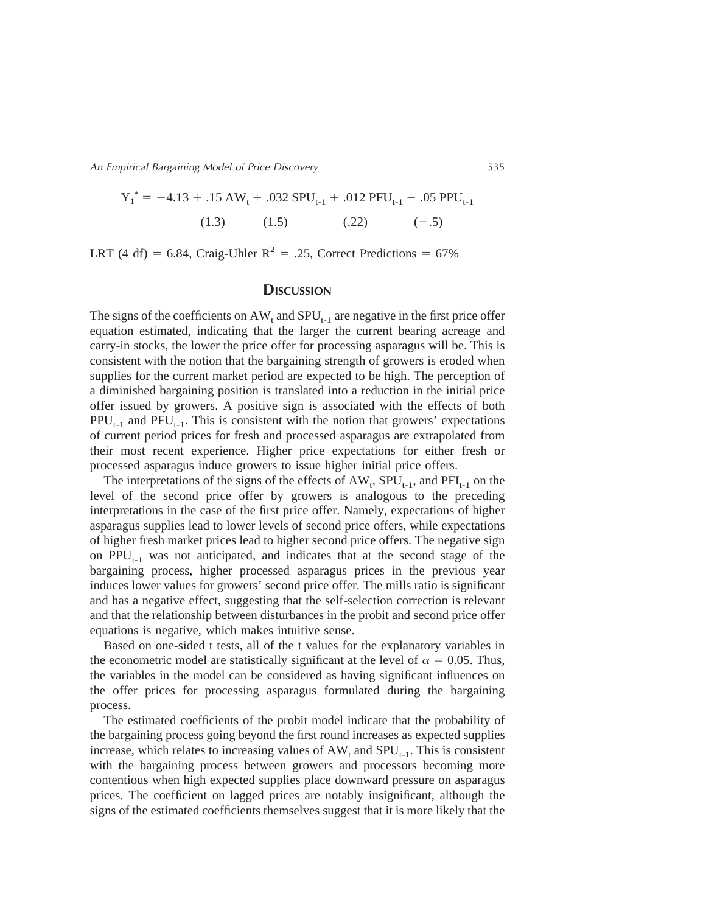$$Y_1^* = -4.13 + .15\ AW_t + .032\ SPU_{t-1} + .012\ PFU_{t-1} - .05\ PPU_{t-1}$$

$$(1.3) \qquad (1.5) \qquad (.22) \qquad (-.5)$$

LRT (4 df) = 6.84, Craig-Uhler $R^2 = .25$, Correct Predictions = 67%

## Discussion

The signs of the coefficients on $AW_t$ and $SPU_{t-1}$ are negative in the first price offer equation estimated, indicating that the larger the current bearing acreage and carry-in stocks, the lower the price offer for processing asparagus will be. This is consistent with the notion that the bargaining strength of growers is eroded when supplies for the current market period are expected to be high. The perception of a diminished bargaining position is translated into a reduction in the initial price offer issued by growers. A positive sign is associated with the effects of both $PPU_{t-1}$ and $PFU_{t-1}$. This is consistent with the notion that growers' expectations of current period prices for fresh and processed asparagus are extrapolated from their most recent experience. Higher price expectations for either fresh or processed asparagus induce growers to issue higher initial price offers.

The interpretations of the signs of the effects of $AW_t$, $SPU_{t-1}$, and $PFI_{t-1}$ on the level of the second price offer by growers is analogous to the preceding interpretations in the case of the first price offer. Namely, expectations of higher asparagus supplies lead to lower levels of second price offers, while expectations of higher fresh market prices lead to higher second price offers. The negative sign on $PPU_{t-1}$ was not anticipated, and indicates that at the second stage of the bargaining process, higher processed asparagus prices in the previous year induces lower values for growers' second price offer. The mills ratio is significant and has a negative effect, suggesting that the self-selection correction is relevant and that the relationship between disturbances in the probit and second price offer equations is negative, which makes intuitive sense.

Based on one-sided t tests, all of the t values for the explanatory variables in the econometric model are statistically significant at the level of $\alpha = 0.05$. Thus, the variables in the model can be considered as having significant influences on the offer prices for processing asparagus formulated during the bargaining process.

The estimated coefficients of the probit model indicate that the probability of the bargaining process going beyond the first round increases as expected supplies increase, which relates to increasing values of $AW_t$ and $SPU_{t-1}$. This is consistent with the bargaining process between growers and processors becoming more contentious when high expected supplies place downward pressure on asparagus prices. The coefficient on lagged prices are notably insignificant, although the signs of the estimated coefficients themselves suggest that it is more likely that the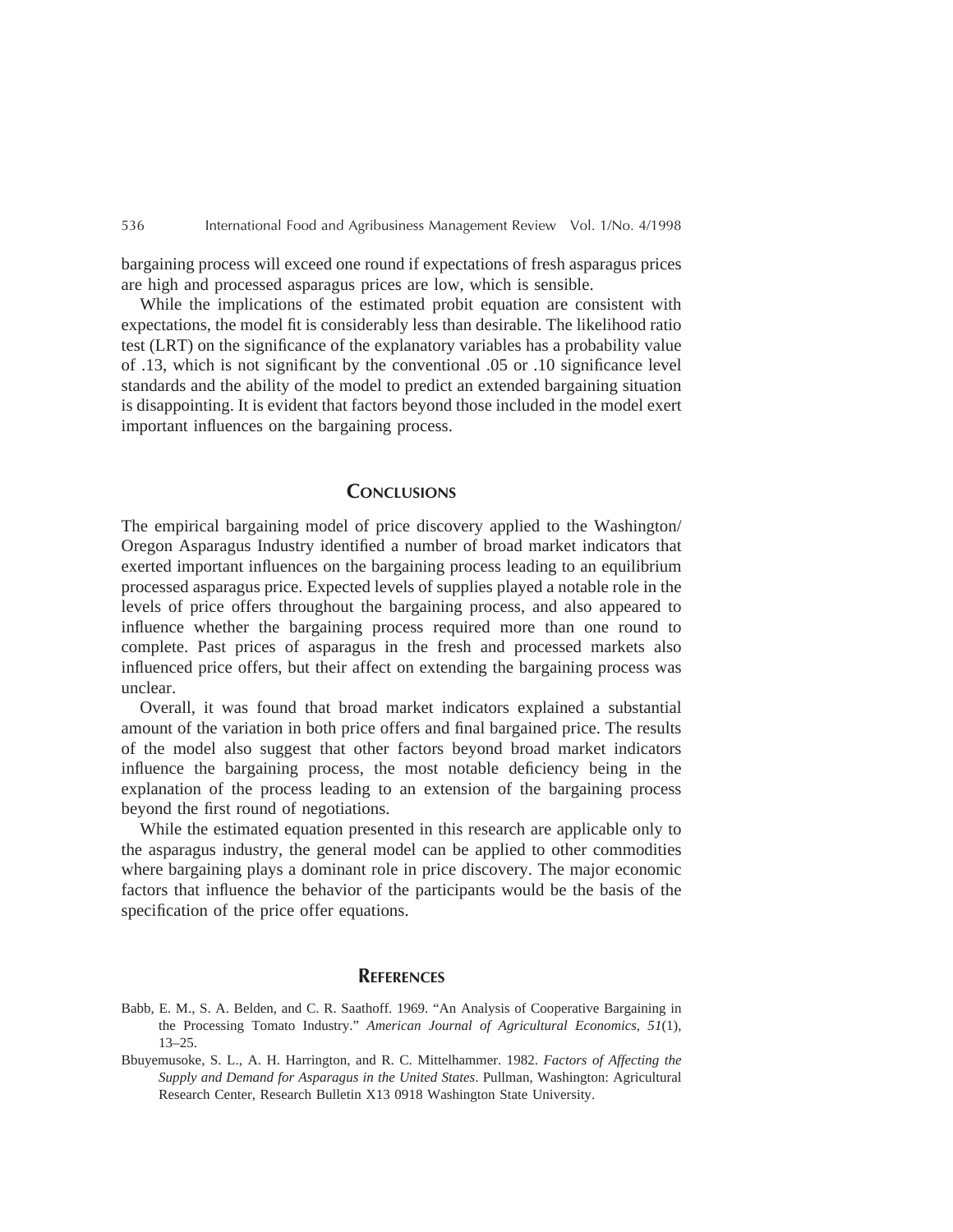bargaining process will exceed one round if expectations of fresh asparagus prices are high and processed asparagus prices are low, which is sensible.

While the implications of the estimated probit equation are consistent with expectations, the model fit is considerably less than desirable. The likelihood ratio test (LRT) on the significance of the explanatory variables has a probability value of .13, which is not significant by the conventional .05 or .10 significance level standards and the ability of the model to predict an extended bargaining situation is disappointing. It is evident that factors beyond those included in the model exert important influences on the bargaining process.

## Conclusions

The empirical bargaining model of price discovery applied to the Washington/Oregon Asparagus Industry identified a number of broad market indicators that exerted important influences on the bargaining process leading to an equilibrium processed asparagus price. Expected levels of supplies played a notable role in the levels of price offers throughout the bargaining process, and also appeared to influence whether the bargaining process required more than one round to complete. Past prices of asparagus in the fresh and processed markets also influenced price offers, but their affect on extending the bargaining process was unclear.

Overall, it was found that broad market indicators explained a substantial amount of the variation in both price offers and final bargained price. The results of the model also suggest that other factors beyond broad market indicators influence the bargaining process, the most notable deficiency being in the explanation of the process leading to an extension of the bargaining process beyond the first round of negotiations.

While the estimated equation presented in this research are applicable only to the asparagus industry, the general model can be applied to other commodities where bargaining plays a dominant role in price discovery. The major economic factors that influence the behavior of the participants would be the basis of the specification of the price offer equations.

## References

Babb, E. M., S. A. Belden, and C. R. Saathoff. 1969. "An Analysis of Cooperative Bargaining in the Processing Tomato Industry." *American Journal of Agricultural Economics, 51*(1), 13–25.

Bbuyemusoke, S. L., A. H. Harrington, and R. C. Mittelhammer. 1982. *Factors of Affecting the Supply and Demand for Asparagus in the United States*. Pullman, Washington: Agricultural Research Center, Research Bulletin X13 0918 Washington State University.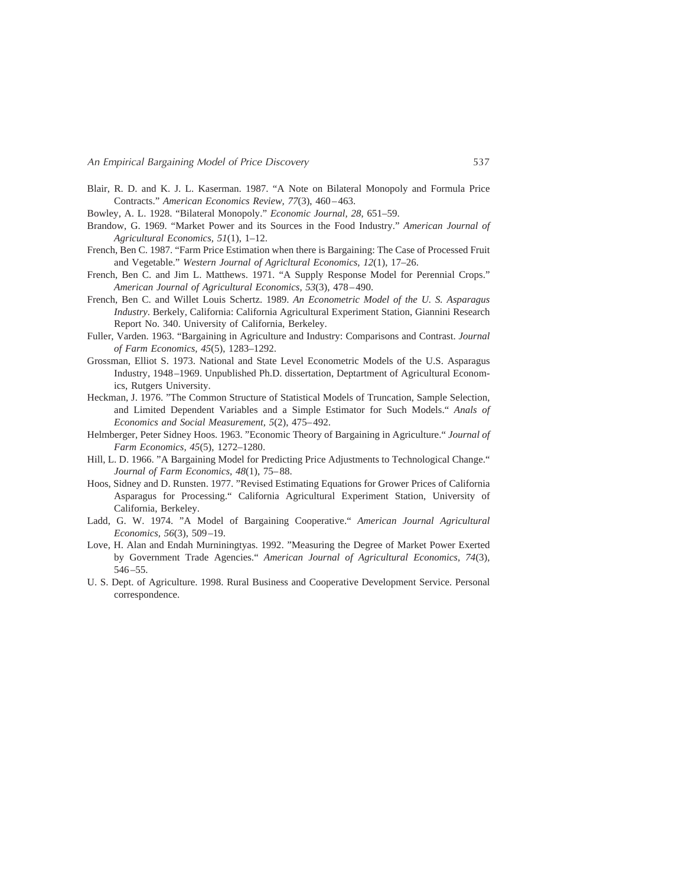Blair, R. D. and K. J. L. Kaserman. 1987. “A Note on Bilateral Monopoly and Formula Price Contracts.” *American Economics Review, 77*(3), 460–463.

Bowley, A. L. 1928. “Bilateral Monopoly.” *Economic Journal, 28*, 651–59.

Brandow, G. 1969. “Market Power and its Sources in the Food Industry.” *American Journal of Agricultural Economics, 51*(1), 1–12.

French, Ben C. 1987. “Farm Price Estimation when there is Bargaining: The Case of Processed Fruit and Vegetable.” *Western Journal of Agricltural Economics, 12*(1), 17–26.

French, Ben C. and Jim L. Matthews. 1971. “A Supply Response Model for Perennial Crops.” *American Journal of Agricultural Economics, 53*(3), 478–490.

French, Ben C. and Willet Louis Schertz. 1989. *An Econometric Model of the U. S. Asparagus Industry*. Berkely, California: California Agricultural Experiment Station, Giannini Research Report No. 340. University of California, Berkeley.

Fuller, Varden. 1963. “Bargaining in Agriculture and Industry: Comparisons and Contrast. *Journal of Farm Economics, 45*(5), 1283–1292.

Grossman, Elliot S. 1973. National and State Level Econometric Models of the U.S. Asparagus Industry, 1948–1969. Unpublished Ph.D. dissertation, Deptartment of Agricultural Economics, Rutgers University.

Heckman, J. 1976. ”The Common Structure of Statistical Models of Truncation, Sample Selection, and Limited Dependent Variables and a Simple Estimator for Such Models.“ *Anals of Economics and Social Measurement, 5*(2), 475–492.

Helmberger, Peter Sidney Hoos. 1963. ”Economic Theory of Bargaining in Agriculture.“ *Journal of Farm Economics, 45*(5), 1272–1280.

Hill, L. D. 1966. ”A Bargaining Model for Predicting Price Adjustments to Technological Change.“ *Journal of Farm Economics, 48*(1), 75–88.

Hoos, Sidney and D. Runsten. 1977. ”Revised Estimating Equations for Grower Prices of California Asparagus for Processing.“ California Agricultural Experiment Station, University of California, Berkeley.

Ladd, G. W. 1974. ”A Model of Bargaining Cooperative.“ *American Journal Agricultural Economics, 56*(3), 509–19.

Love, H. Alan and Endah Murniningtyas. 1992. ”Measuring the Degree of Market Power Exerted by Government Trade Agencies.“ *American Journal of Agricultural Economics, 74*(3), 546–55.

U. S. Dept. of Agriculture. 1998. Rural Business and Cooperative Development Service. Personal correspondence.